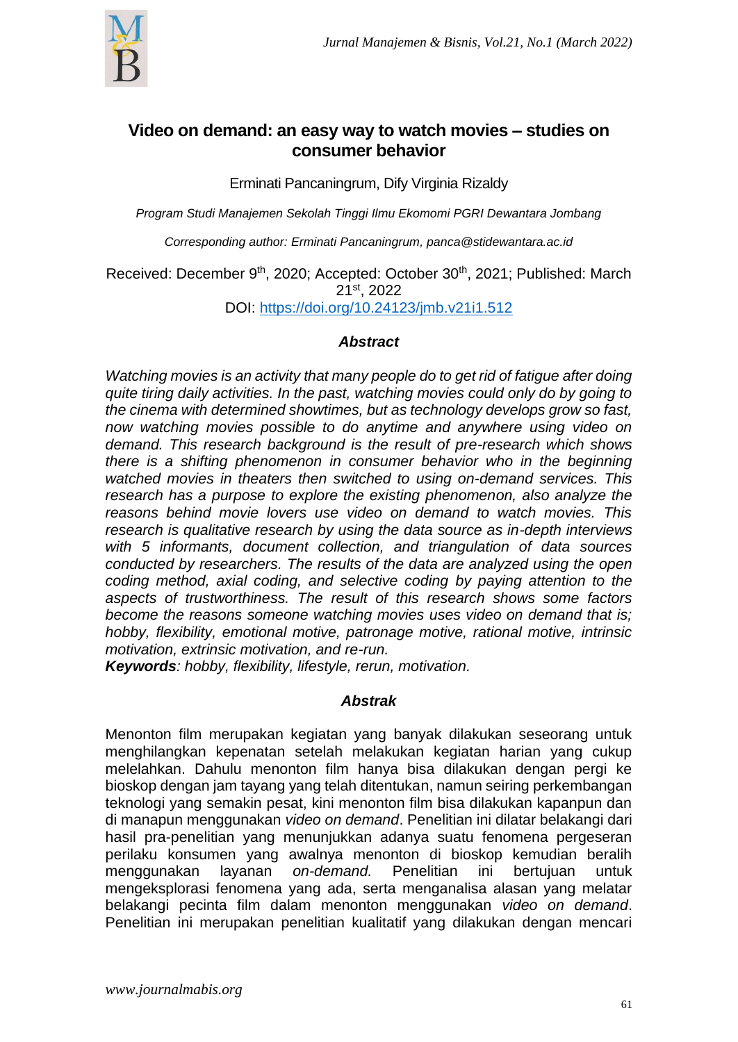# Video on demand: an easy way to watch movies – studies on consumer behavior

Erminati Pancaningrum, Dify Virginia Rizaldy

*Program Studi Manajemen Sekolah Tinggi Ilmu Ekomomi PGRI Dewantara Jombang*

*Corresponding author: Erminati Pancaningrum, panca@stidewantara.ac.id*

Received: December 9th, 2020; Accepted: October 30th, 2021; Published: March 21st, 2022
DOI: https://doi.org/10.24123/jmb.v21i1.512

### *Abstract*

*Watching movies is an activity that many people do to get rid of fatigue after doing quite tiring daily activities. In the past, watching movies could only do by going to the cinema with determined showtimes, but as technology develops grow so fast, now watching movies possible to do anytime and anywhere using video on demand. This research background is the result of pre-research which shows there is a shifting phenomenon in consumer behavior who in the beginning watched movies in theaters then switched to using on-demand services. This research has a purpose to explore the existing phenomenon, also analyze the reasons behind movie lovers use video on demand to watch movies. This research is qualitative research by using the data source as in-depth interviews with 5 informants, document collection, and triangulation of data sources conducted by researchers. The results of the data are analyzed using the open coding method, axial coding, and selective coding by paying attention to the aspects of trustworthiness. The result of this research shows some factors become the reasons someone watching movies uses video on demand that is; hobby, flexibility, emotional motive, patronage motive, rational motive, intrinsic motivation, extrinsic motivation, and re-run.*

***Keywords****: hobby, flexibility, lifestyle, rerun, motivation.*

### *Abstrak*

Menonton film merupakan kegiatan yang banyak dilakukan seseorang untuk menghilangkan kepenatan setelah melakukan kegiatan harian yang cukup melelahkan. Dahulu menonton film hanya bisa dilakukan dengan pergi ke bioskop dengan jam tayang yang telah ditentukan, namun seiring perkembangan teknologi yang semakin pesat, kini menonton film bisa dilakukan kapanpun dan di manapun menggunakan *video on demand*. Penelitian ini dilatar belakangi dari hasil pra-penelitian yang menunjukkan adanya suatu fenomena pergeseran perilaku konsumen yang awalnya menonton di bioskop kemudian beralih menggunakan layanan *on-demand.* Penelitian ini bertujuan untuk mengeksplorasi fenomena yang ada, serta menganalisa alasan yang melatar belakangi pecinta film dalam menonton menggunakan *video on demand*. Penelitian ini merupakan penelitian kualitatif yang dilakukan dengan mencari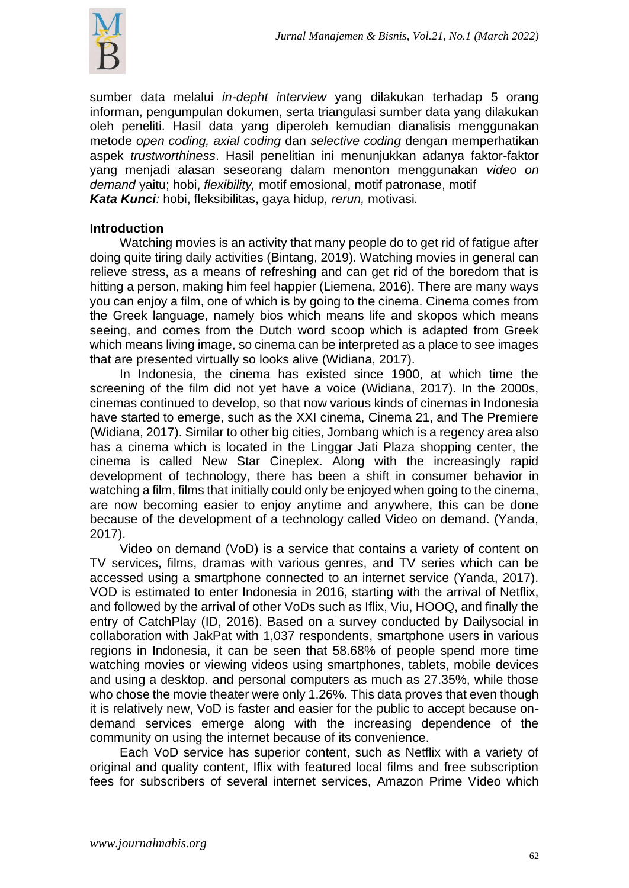sumber data melalui *in-depht interview* yang dilakukan terhadap 5 orang informan, pengumpulan dokumen, serta triangulasi sumber data yang dilakukan oleh peneliti. Hasil data yang diperoleh kemudian dianalisis menggunakan metode *open coding, axial coding* dan *selective coding* dengan memperhatikan aspek *trustworthiness*. Hasil penelitian ini menunjukkan adanya faktor-faktor yang menjadi alasan seseorang dalam menonton menggunakan *video on demand* yaitu; hobi, *flexibility,* motif emosional, motif patronase, motif

***Kata Kunci****:* hobi, fleksibilitas, gaya hidup*, rerun,* motivasi*.*

## Introduction

Watching movies is an activity that many people do to get rid of fatigue after doing quite tiring daily activities (Bintang, 2019). Watching movies in general can relieve stress, as a means of refreshing and can get rid of the boredom that is hitting a person, making him feel happier (Liemena, 2016). There are many ways you can enjoy a film, one of which is by going to the cinema. Cinema comes from the Greek language, namely bios which means life and skopos which means seeing, and comes from the Dutch word scoop which is adapted from Greek which means living image, so cinema can be interpreted as a place to see images that are presented virtually so looks alive (Widiana, 2017).

In Indonesia, the cinema has existed since 1900, at which time the screening of the film did not yet have a voice (Widiana, 2017). In the 2000s, cinemas continued to develop, so that now various kinds of cinemas in Indonesia have started to emerge, such as the XXI cinema, Cinema 21, and The Premiere (Widiana, 2017). Similar to other big cities, Jombang which is a regency area also has a cinema which is located in the Linggar Jati Plaza shopping center, the cinema is called New Star Cineplex. Along with the increasingly rapid development of technology, there has been a shift in consumer behavior in watching a film, films that initially could only be enjoyed when going to the cinema, are now becoming easier to enjoy anytime and anywhere, this can be done because of the development of a technology called Video on demand. (Yanda, 2017).

Video on demand (VoD) is a service that contains a variety of content on TV services, films, dramas with various genres, and TV series which can be accessed using a smartphone connected to an internet service (Yanda, 2017). VOD is estimated to enter Indonesia in 2016, starting with the arrival of Netflix, and followed by the arrival of other VoDs such as Iflix, Viu, HOOQ, and finally the entry of CatchPlay (ID, 2016). Based on a survey conducted by Dailysocial in collaboration with JakPat with 1,037 respondents, smartphone users in various regions in Indonesia, it can be seen that 58.68% of people spend more time watching movies or viewing videos using smartphones, tablets, mobile devices and using a desktop. and personal computers as much as 27.35%, while those who chose the movie theater were only 1.26%. This data proves that even though it is relatively new, VoD is faster and easier for the public to accept because on-demand services emerge along with the increasing dependence of the community on using the internet because of its convenience.

Each VoD service has superior content, such as Netflix with a variety of original and quality content, Iflix with featured local films and free subscription fees for subscribers of several internet services, Amazon Prime Video which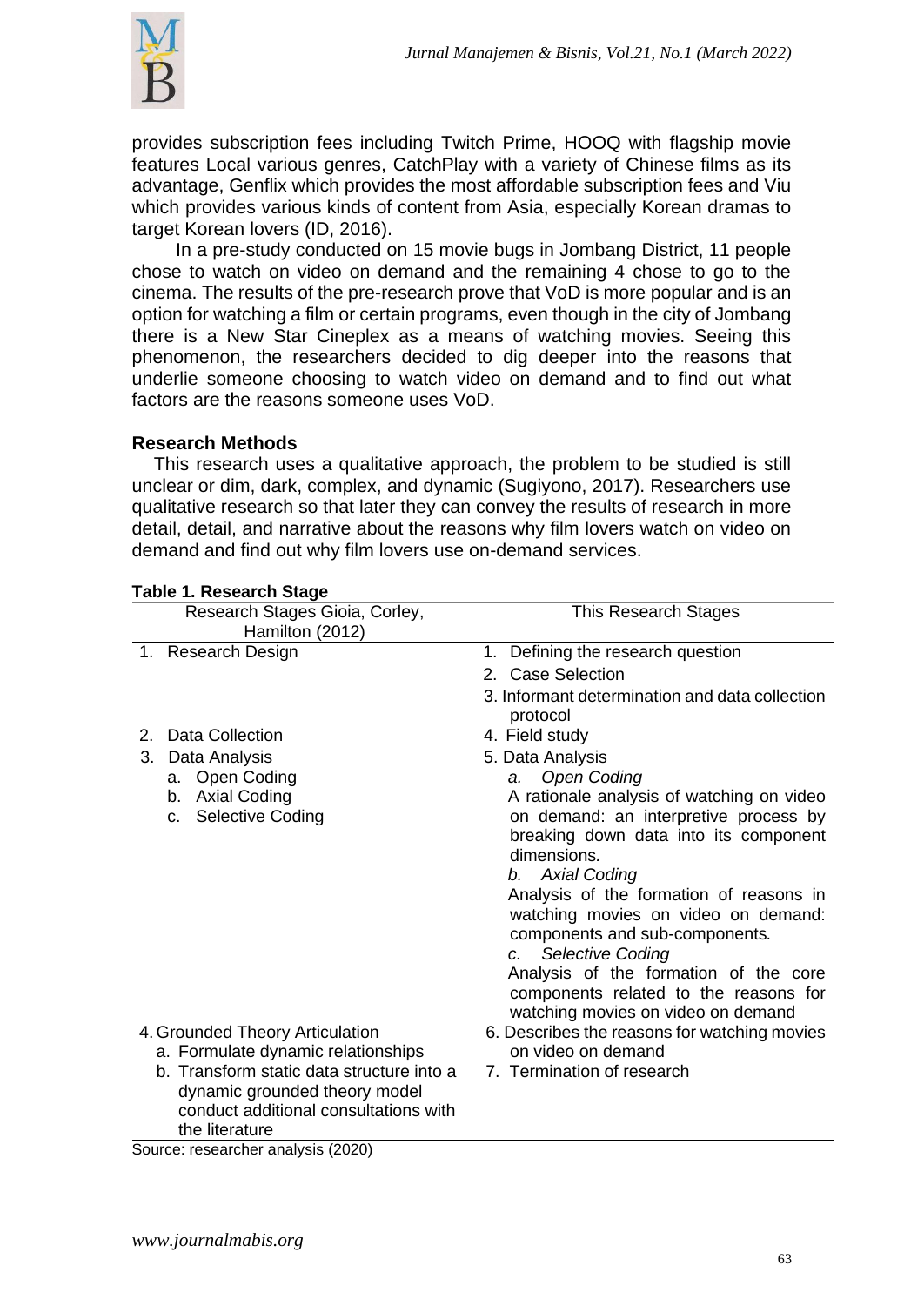provides subscription fees including Twitch Prime, HOOQ with flagship movie features Local various genres, CatchPlay with a variety of Chinese films as its advantage, Genflix which provides the most affordable subscription fees and Viu which provides various kinds of content from Asia, especially Korean dramas to target Korean lovers (ID, 2016).

In a pre-study conducted on 15 movie bugs in Jombang District, 11 people chose to watch on video on demand and the remaining 4 chose to go to the cinema. The results of the pre-research prove that VoD is more popular and is an option for watching a film or certain programs, even though in the city of Jombang there is a New Star Cineplex as a means of watching movies. Seeing this phenomenon, the researchers decided to dig deeper into the reasons that underlie someone choosing to watch video on demand and to find out what factors are the reasons someone uses VoD.

## Research Methods

This research uses a qualitative approach, the problem to be studied is still unclear or dim, dark, complex, and dynamic (Sugiyono, 2017). Researchers use qualitative research so that later they can convey the results of research in more detail, detail, and narrative about the reasons why film lovers watch on video on demand and find out why film lovers use on-demand services.

**Table 1. Research Stage**

| Research Stages Gioia, Corley, Hamilton (2012) | This Research Stages |
|---|---|
| 1. Research Design | 1. Defining the research question<br>2. Case Selection<br>3. Informant determination and data collection protocol |
| 2. Data Collection | 4. Field study |
| 3. Data Analysis<br>a. Open Coding<br>b. Axial Coding<br>c. Selective Coding | 5. Data Analysis<br>*a. Open Coding*<br>A rationale analysis of watching on video on demand: an interpretive process by breaking down data into its component dimensions.<br>*b. Axial Coding*<br>Analysis of the formation of reasons in watching movies on video on demand: components and sub-components.<br>*c. Selective Coding*<br>Analysis of the formation of the core components related to the reasons for watching movies on video on demand |
| 4. Grounded Theory Articulation<br>a. Formulate dynamic relationships<br>b. Transform static data structure into a dynamic grounded theory model conduct additional consultations with the literature | 6. Describes the reasons for watching movies on video on demand<br>7. Termination of research |

Source: researcher analysis (2020)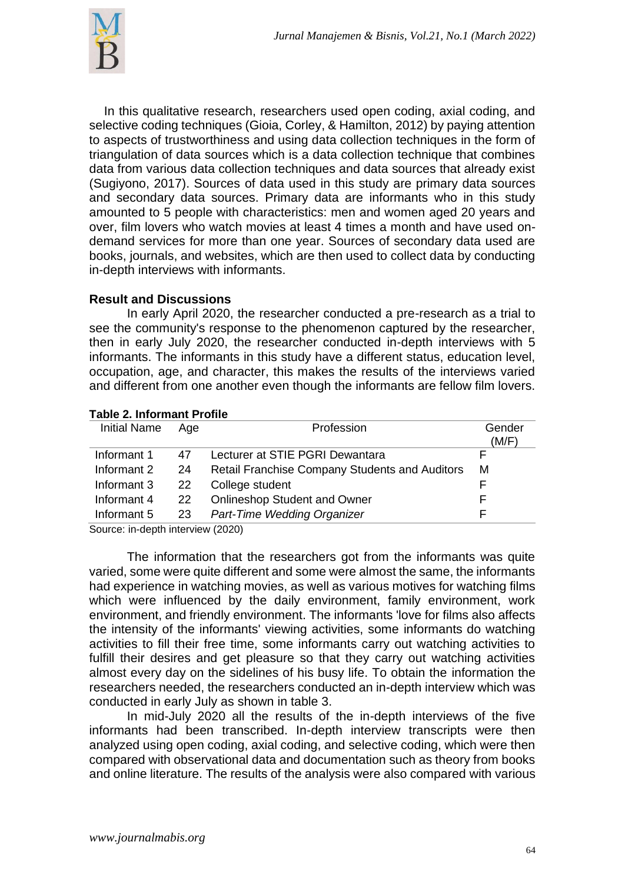In this qualitative research, researchers used open coding, axial coding, and selective coding techniques (Gioia, Corley, & Hamilton, 2012) by paying attention to aspects of trustworthiness and using data collection techniques in the form of triangulation of data sources which is a data collection technique that combines data from various data collection techniques and data sources that already exist (Sugiyono, 2017). Sources of data used in this study are primary data sources and secondary data sources. Primary data are informants who in this study amounted to 5 people with characteristics: men and women aged 20 years and over, film lovers who watch movies at least 4 times a month and have used on-demand services for more than one year. Sources of secondary data used are books, journals, and websites, which are then used to collect data by conducting in-depth interviews with informants.

## Result and Discussions

In early April 2020, the researcher conducted a pre-research as a trial to see the community's response to the phenomenon captured by the researcher, then in early July 2020, the researcher conducted in-depth interviews with 5 informants. The informants in this study have a different status, education level, occupation, age, and character, this makes the results of the interviews varied and different from one another even though the informants are fellow film lovers.

**Table 2. Informant Profile**

| Initial Name | Age | Profession | Gender (M/F) |
|---|---|---|---|
| Informant 1 | 47 | Lecturer at STIE PGRI Dewantara | F |
| Informant 2 | 24 | Retail Franchise Company Students and Auditors | M |
| Informant 3 | 22 | College student | F |
| Informant 4 | 22 | Onlineshop Student and Owner | F |
| Informant 5 | 23 | *Part-Time Wedding Organizer* | F |

Source: in-depth interview (2020)

The information that the researchers got from the informants was quite varied, some were quite different and some were almost the same, the informants had experience in watching movies, as well as various motives for watching films which were influenced by the daily environment, family environment, work environment, and friendly environment. The informants 'love for films also affects the intensity of the informants' viewing activities, some informants do watching activities to fill their free time, some informants carry out watching activities to fulfill their desires and get pleasure so that they carry out watching activities almost every day on the sidelines of his busy life. To obtain the information the researchers needed, the researchers conducted an in-depth interview which was conducted in early July as shown in table 3.

In mid-July 2020 all the results of the in-depth interviews of the five informants had been transcribed. In-depth interview transcripts were then analyzed using open coding, axial coding, and selective coding, which were then compared with observational data and documentation such as theory from books and online literature. The results of the analysis were also compared with various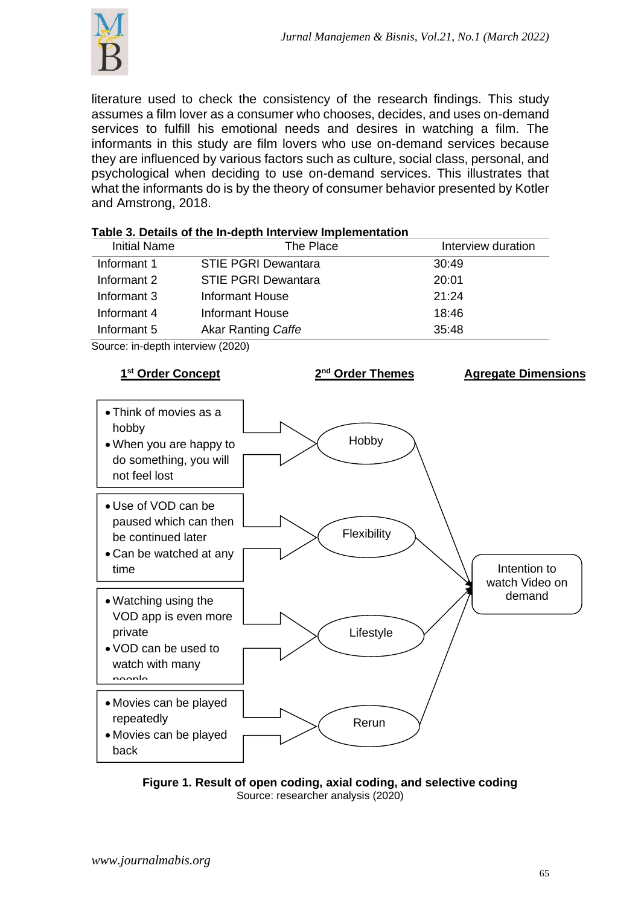literature used to check the consistency of the research findings. This study assumes a film lover as a consumer who chooses, decides, and uses on-demand services to fulfill his emotional needs and desires in watching a film. The informants in this study are film lovers who use on-demand services because they are influenced by various factors such as culture, social class, personal, and psychological when deciding to use on-demand services. This illustrates that what the informants do is by the theory of consumer behavior presented by Kotler and Amstrong, 2018.

**Table 3. Details of the In-depth Interview Implementation**

| Initial Name | The Place | Interview duration |
|---|---|---|
| Informant 1 | STIE PGRI Dewantara | 30:49 |
| Informant 2 | STIE PGRI Dewantara | 20:01 |
| Informant 3 | Informant House | 21:24 |
| Informant 4 | Informant House | 18:46 |
| Informant 5 | Akar Ranting *Caffe* | 35:48 |

Source: in-depth interview (2020)

| 1st Order Concept | 2nd Order Themes | Agregate Dimensions |
|---|---|---|
| • Think of movies as a hobby<br>• When you are happy to do something, you will not feel lost | Hobby | Intention to watch Video on demand |
| • Use of VOD can be paused which can then be continued later<br>• Can be watched at any time | Flexibility | |
| • Watching using the VOD app is even more private<br>• VOD can be used to watch with many people | Lifestyle | |
| • Movies can be played repeatedly<br>• Movies can be played back | Rerun | |

**Figure 1. Result of open coding, axial coding, and selective coding**
Source: researcher analysis (2020)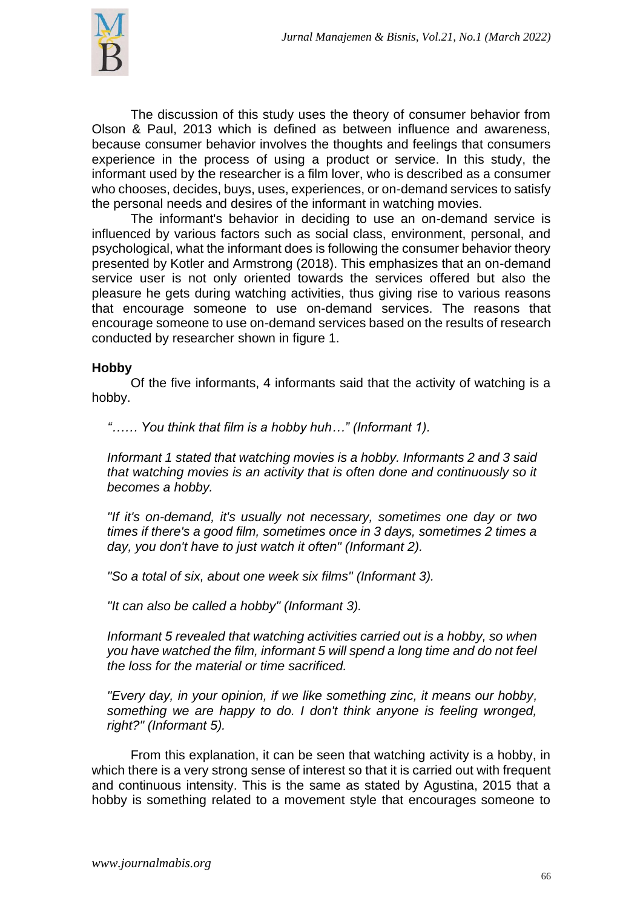The discussion of this study uses the theory of consumer behavior from Olson & Paul, 2013 which is defined as between influence and awareness, because consumer behavior involves the thoughts and feelings that consumers experience in the process of using a product or service. In this study, the informant used by the researcher is a film lover, who is described as a consumer who chooses, decides, buys, uses, experiences, or on-demand services to satisfy the personal needs and desires of the informant in watching movies.

The informant's behavior in deciding to use an on-demand service is influenced by various factors such as social class, environment, personal, and psychological, what the informant does is following the consumer behavior theory presented by Kotler and Armstrong (2018). This emphasizes that an on-demand service user is not only oriented towards the services offered but also the pleasure he gets during watching activities, thus giving rise to various reasons that encourage someone to use on-demand services. The reasons that encourage someone to use on-demand services based on the results of research conducted by researcher shown in figure 1.

**Hobby**

Of the five informants, 4 informants said that the activity of watching is a hobby.

*"…… You think that film is a hobby huh…" (Informant 1).*

*Informant 1 stated that watching movies is a hobby. Informants 2 and 3 said that watching movies is an activity that is often done and continuously so it becomes a hobby.*

*"If it's on-demand, it's usually not necessary, sometimes one day or two times if there's a good film, sometimes once in 3 days, sometimes 2 times a day, you don't have to just watch it often" (Informant 2).*

*"So a total of six, about one week six films" (Informant 3).*

*"It can also be called a hobby" (Informant 3).*

*Informant 5 revealed that watching activities carried out is a hobby, so when you have watched the film, informant 5 will spend a long time and do not feel the loss for the material or time sacrificed.*

*"Every day, in your opinion, if we like something zinc, it means our hobby, something we are happy to do. I don't think anyone is feeling wronged, right?" (Informant 5).*

From this explanation, it can be seen that watching activity is a hobby, in which there is a very strong sense of interest so that it is carried out with frequent and continuous intensity. This is the same as stated by Agustina, 2015 that a hobby is something related to a movement style that encourages someone to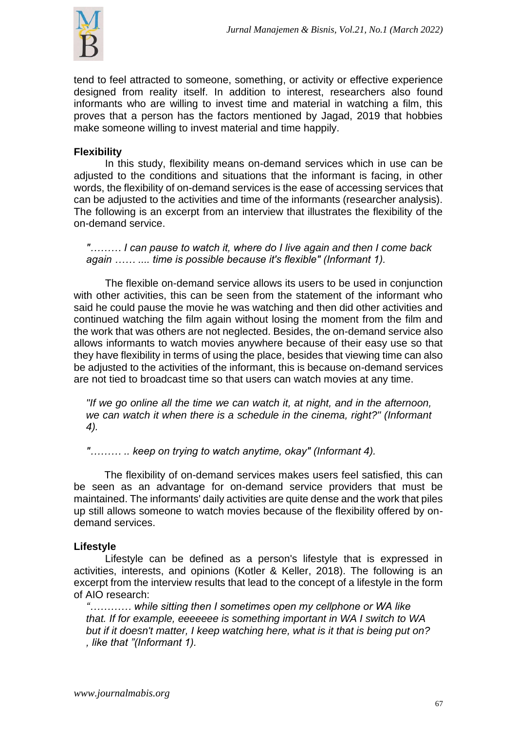tend to feel attracted to someone, something, or activity or effective experience designed from reality itself. In addition to interest, researchers also found informants who are willing to invest time and material in watching a film, this proves that a person has the factors mentioned by Jagad, 2019 that hobbies make someone willing to invest material and time happily.

**Flexibility**

In this study, flexibility means on-demand services which in use can be adjusted to the conditions and situations that the informant is facing, in other words, the flexibility of on-demand services is the ease of accessing services that can be adjusted to the activities and time of the informants (researcher analysis). The following is an excerpt from an interview that illustrates the flexibility of the on-demand service.

*"……… I can pause to watch it, where do I live again and then I come back again …… .... time is possible because it's flexible" (Informant 1).*

The flexible on-demand service allows its users to be used in conjunction with other activities, this can be seen from the statement of the informant who said he could pause the movie he was watching and then did other activities and continued watching the film again without losing the moment from the film and the work that was others are not neglected. Besides, the on-demand service also allows informants to watch movies anywhere because of their easy use so that they have flexibility in terms of using the place, besides that viewing time can also be adjusted to the activities of the informant, this is because on-demand services are not tied to broadcast time so that users can watch movies at any time.

*"If we go online all the time we can watch it, at night, and in the afternoon, we can watch it when there is a schedule in the cinema, right?" (Informant 4).*

*"……… .. keep on trying to watch anytime, okay" (Informant 4).*

The flexibility of on-demand services makes users feel satisfied, this can be seen as an advantage for on-demand service providers that must be maintained. The informants' daily activities are quite dense and the work that piles up still allows someone to watch movies because of the flexibility offered by on-demand services.

**Lifestyle**

Lifestyle can be defined as a person's lifestyle that is expressed in activities, interests, and opinions (Kotler & Keller, 2018). The following is an excerpt from the interview results that lead to the concept of a lifestyle in the form of AIO research:

*"………… while sitting then I sometimes open my cellphone or WA like that. If for example, eeeeeee is something important in WA I switch to WA but if it doesn't matter, I keep watching here, what is it that is being put on? , like that "(Informant 1).*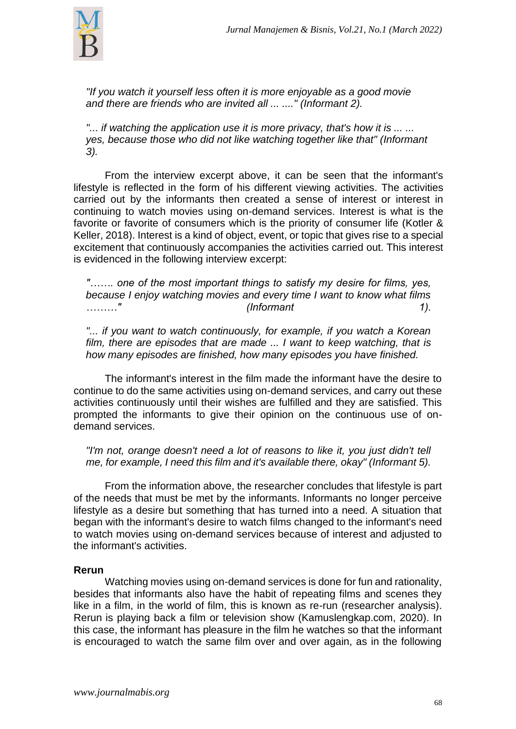*"If you watch it yourself less often it is more enjoyable as a good movie and there are friends who are invited all ... ...." (Informant 2).*

*"... if watching the application use it is more privacy, that's how it is ... ... yes, because those who did not like watching together like that" (Informant 3).*

From the interview excerpt above, it can be seen that the informant's lifestyle is reflected in the form of his different viewing activities. The activities carried out by the informants then created a sense of interest or interest in continuing to watch movies using on-demand services. Interest is what is the favorite or favorite of consumers which is the priority of consumer life (Kotler & Keller, 2018). Interest is a kind of object, event, or topic that gives rise to a special excitement that continuously accompanies the activities carried out. This interest is evidenced in the following interview excerpt:

*"……. one of the most important things to satisfy my desire for films, yes, because I enjoy watching movies and every time I want to know what films ………" (Informant 1).*

*"... if you want to watch continuously, for example, if you watch a Korean film, there are episodes that are made ... I want to keep watching, that is how many episodes are finished, how many episodes you have finished.*

The informant's interest in the film made the informant have the desire to continue to do the same activities using on-demand services, and carry out these activities continuously until their wishes are fulfilled and they are satisfied. This prompted the informants to give their opinion on the continuous use of on-demand services.

*"I'm not, orange doesn't need a lot of reasons to like it, you just didn't tell me, for example, I need this film and it's available there, okay" (Informant 5).*

From the information above, the researcher concludes that lifestyle is part of the needs that must be met by the informants. Informants no longer perceive lifestyle as a desire but something that has turned into a need. A situation that began with the informant's desire to watch films changed to the informant's need to watch movies using on-demand services because of interest and adjusted to the informant's activities.

**Rerun**

Watching movies using on-demand services is done for fun and rationality, besides that informants also have the habit of repeating films and scenes they like in a film, in the world of film, this is known as re-run (researcher analysis). Rerun is playing back a film or television show (Kamuslengkap.com, 2020). In this case, the informant has pleasure in the film he watches so that the informant is encouraged to watch the same film over and over again, as in the following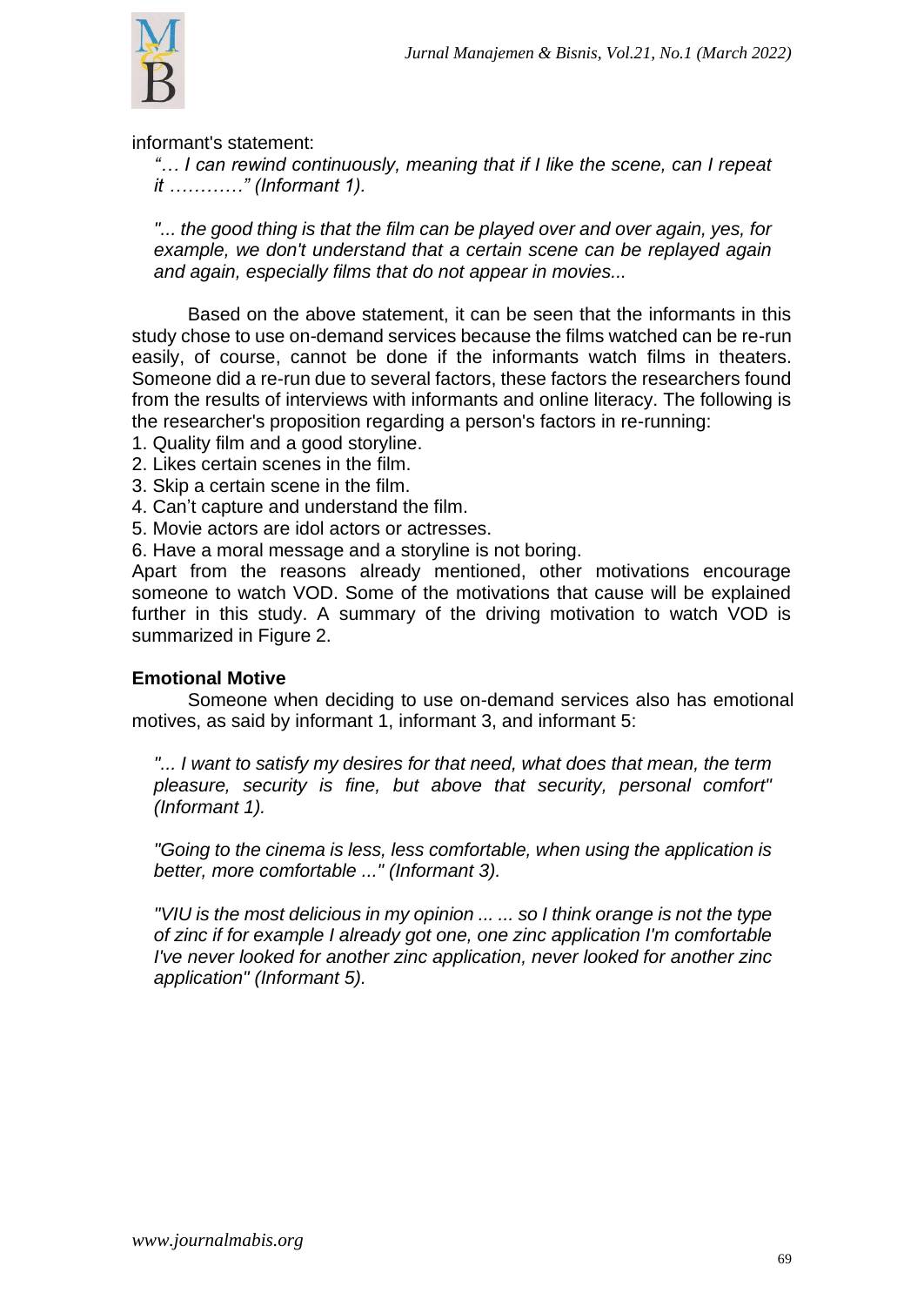informant's statement:

> *"… I can rewind continuously, meaning that if I like the scene, can I repeat it …………" (Informant 1).*
>
> *"... the good thing is that the film can be played over and over again, yes, for example, we don't understand that a certain scene can be replayed again and again, especially films that do not appear in movies...*

Based on the above statement, it can be seen that the informants in this study chose to use on-demand services because the films watched can be re-run easily, of course, cannot be done if the informants watch films in theaters. Someone did a re-run due to several factors, these factors the researchers found from the results of interviews with informants and online literacy. The following is the researcher's proposition regarding a person's factors in re-running:

1. Quality film and a good storyline.
2. Likes certain scenes in the film.
3. Skip a certain scene in the film.
4. Can't capture and understand the film.
5. Movie actors are idol actors or actresses.
6. Have a moral message and a storyline is not boring.

Apart from the reasons already mentioned, other motivations encourage someone to watch VOD. Some of the motivations that cause will be explained further in this study. A summary of the driving motivation to watch VOD is summarized in Figure 2.

**Emotional Motive**

Someone when deciding to use on-demand services also has emotional motives, as said by informant 1, informant 3, and informant 5:

> *"... I want to satisfy my desires for that need, what does that mean, the term pleasure, security is fine, but above that security, personal comfort" (Informant 1).*
>
> *"Going to the cinema is less, less comfortable, when using the application is better, more comfortable ..." (Informant 3).*
>
> *"VIU is the most delicious in my opinion ... ... so I think orange is not the type of zinc if for example I already got one, one zinc application I'm comfortable I've never looked for another zinc application, never looked for another zinc application" (Informant 5).*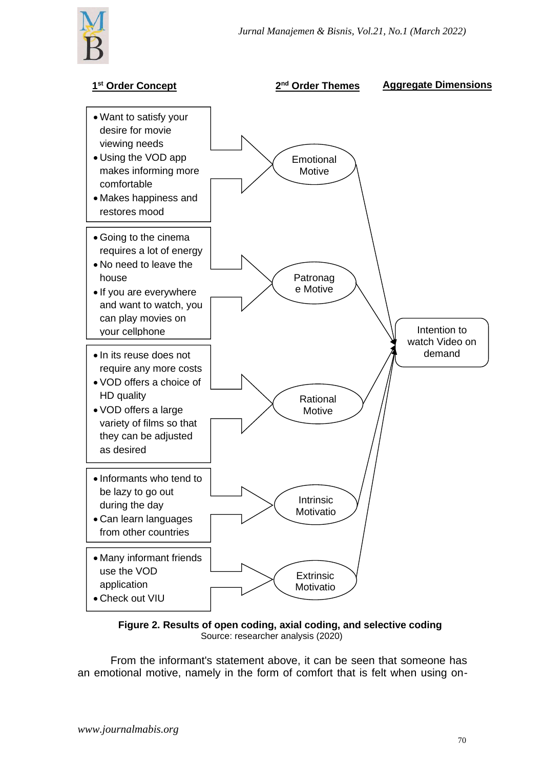| 1st Order Concept | 2nd Order Themes | Aggregate Dimensions |
|---|---|---|
| • Want to satisfy your desire for movie viewing needs<br>• Using the VOD app makes informing more comfortable<br>• Makes happiness and restores mood | Emotional Motive | Intention to watch Video on demand |
| • Going to the cinema requires a lot of energy<br>• No need to leave the house<br>• If you are everywhere and want to watch, you can play movies on your cellphone | Patronag e Motive | |
| • In its reuse does not require any more costs<br>• VOD offers a choice of HD quality<br>• VOD offers a large variety of films so that they can be adjusted as desired | Rational Motive | |
| • Informants who tend to be lazy to go out during the day<br>• Can learn languages from other countries | Intrinsic Motivatio | |
| • Many informant friends use the VOD application<br>• Check out VIU | Extrinsic Motivatio | |

**Figure 2. Results of open coding, axial coding, and selective coding**
Source: researcher analysis (2020)

From the informant's statement above, it can be seen that someone has an emotional motive, namely in the form of comfort that is felt when using on-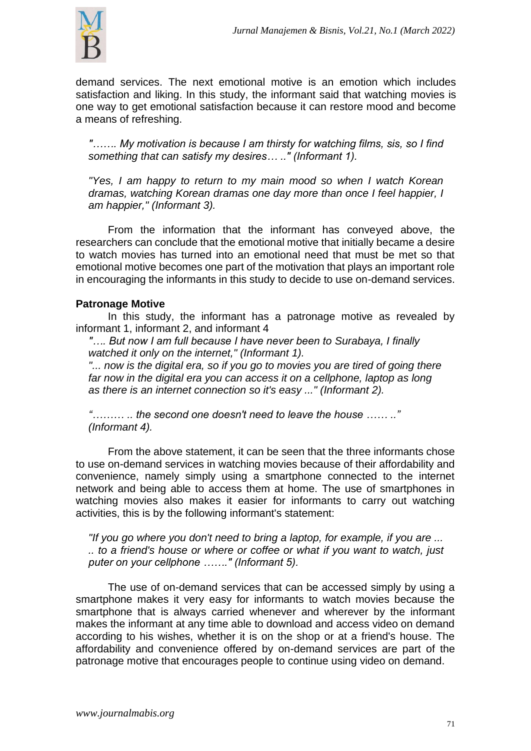demand services. The next emotional motive is an emotion which includes satisfaction and liking. In this study, the informant said that watching movies is one way to get emotional satisfaction because it can restore mood and become a means of refreshing.

*"……. My motivation is because I am thirsty for watching films, sis, so I find something that can satisfy my desires… .." (Informant 1).*

*"Yes, I am happy to return to my main mood so when I watch Korean dramas, watching Korean dramas one day more than once I feel happier, I am happier," (Informant 3).*

From the information that the informant has conveyed above, the researchers can conclude that the emotional motive that initially became a desire to watch movies has turned into an emotional need that must be met so that emotional motive becomes one part of the motivation that plays an important role in encouraging the informants in this study to decide to use on-demand services.

**Patronage Motive**

In this study, the informant has a patronage motive as revealed by informant 1, informant 2, and informant 4

*"…. But now I am full because I have never been to Surabaya, I finally watched it only on the internet," (Informant 1).*

*"... now is the digital era, so if you go to movies you are tired of going there far now in the digital era you can access it on a cellphone, laptop as long as there is an internet connection so it's easy ..." (Informant 2).*

*"……… .. the second one doesn't need to leave the house …… .." (Informant 4).*

From the above statement, it can be seen that the three informants chose to use on-demand services in watching movies because of their affordability and convenience, namely simply using a smartphone connected to the internet network and being able to access them at home. The use of smartphones in watching movies also makes it easier for informants to carry out watching activities, this is by the following informant's statement:

*"If you go where you don't need to bring a laptop, for example, if you are ... .. to a friend's house or where or coffee or what if you want to watch, just puter on your cellphone ……." (Informant 5).*

The use of on-demand services that can be accessed simply by using a smartphone makes it very easy for informants to watch movies because the smartphone that is always carried whenever and wherever by the informant makes the informant at any time able to download and access video on demand according to his wishes, whether it is on the shop or at a friend's house. The affordability and convenience offered by on-demand services are part of the patronage motive that encourages people to continue using video on demand.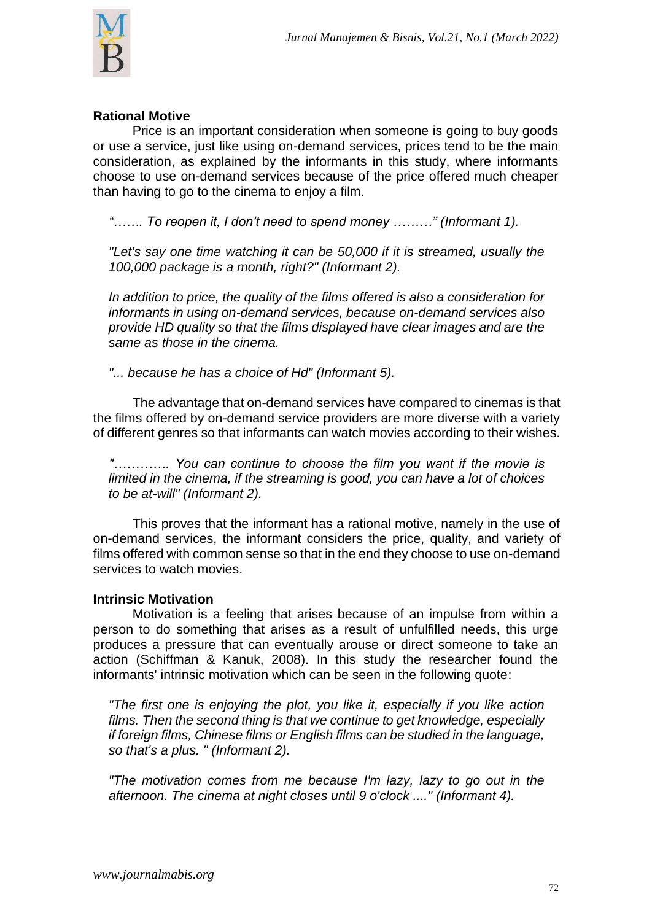**Rational Motive**

Price is an important consideration when someone is going to buy goods or use a service, just like using on-demand services, prices tend to be the main consideration, as explained by the informants in this study, where informants choose to use on-demand services because of the price offered much cheaper than having to go to the cinema to enjoy a film.

*"……. To reopen it, I don't need to spend money ………" (Informant 1).*

*"Let's say one time watching it can be 50,000 if it is streamed, usually the 100,000 package is a month, right?" (Informant 2).*

*In addition to price, the quality of the films offered is also a consideration for informants in using on-demand services, because on-demand services also provide HD quality so that the films displayed have clear images and are the same as those in the cinema.*

*"... because he has a choice of Hd" (Informant 5).*

The advantage that on-demand services have compared to cinemas is that the films offered by on-demand service providers are more diverse with a variety of different genres so that informants can watch movies according to their wishes.

*"…………. You can continue to choose the film you want if the movie is limited in the cinema, if the streaming is good, you can have a lot of choices to be at-will" (Informant 2).*

This proves that the informant has a rational motive, namely in the use of on-demand services, the informant considers the price, quality, and variety of films offered with common sense so that in the end they choose to use on-demand services to watch movies.

**Intrinsic Motivation**

Motivation is a feeling that arises because of an impulse from within a person to do something that arises as a result of unfulfilled needs, this urge produces a pressure that can eventually arouse or direct someone to take an action (Schiffman & Kanuk, 2008). In this study the researcher found the informants' intrinsic motivation which can be seen in the following quote:

*"The first one is enjoying the plot, you like it, especially if you like action films. Then the second thing is that we continue to get knowledge, especially if foreign films, Chinese films or English films can be studied in the language, so that's a plus. " (Informant 2).*

*"The motivation comes from me because I'm lazy, lazy to go out in the afternoon. The cinema at night closes until 9 o'clock ...." (Informant 4).*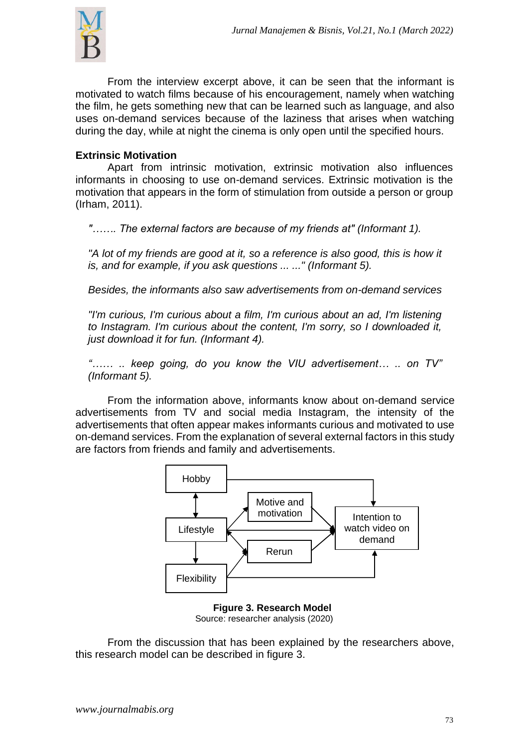From the interview excerpt above, it can be seen that the informant is motivated to watch films because of his encouragement, namely when watching the film, he gets something new that can be learned such as language, and also uses on-demand services because of the laziness that arises when watching during the day, while at night the cinema is only open until the specified hours.

**Extrinsic Motivation**

Apart from intrinsic motivation, extrinsic motivation also influences informants in choosing to use on-demand services. Extrinsic motivation is the motivation that appears in the form of stimulation from outside a person or group (Irham, 2011).

*"……. The external factors are because of my friends at" (Informant 1).*

*"A lot of my friends are good at it, so a reference is also good, this is how it is, and for example, if you ask questions ... ..." (Informant 5).*

*Besides, the informants also saw advertisements from on-demand services*

*"I'm curious, I'm curious about a film, I'm curious about an ad, I'm listening to Instagram. I'm curious about the content, I'm sorry, so I downloaded it, just download it for fun. (Informant 4).*

*"…… .. keep going, do you know the VIU advertisement… .. on TV" (Informant 5).*

From the information above, informants know about on-demand service advertisements from TV and social media Instagram, the intensity of the advertisements that often appear makes informants curious and motivated to use on-demand services. From the explanation of several external factors in this study are factors from friends and family and advertisements.

**Figure 3. Research Model**
Source: researcher analysis (2020)

From the discussion that has been explained by the researchers above, this research model can be described in figure 3.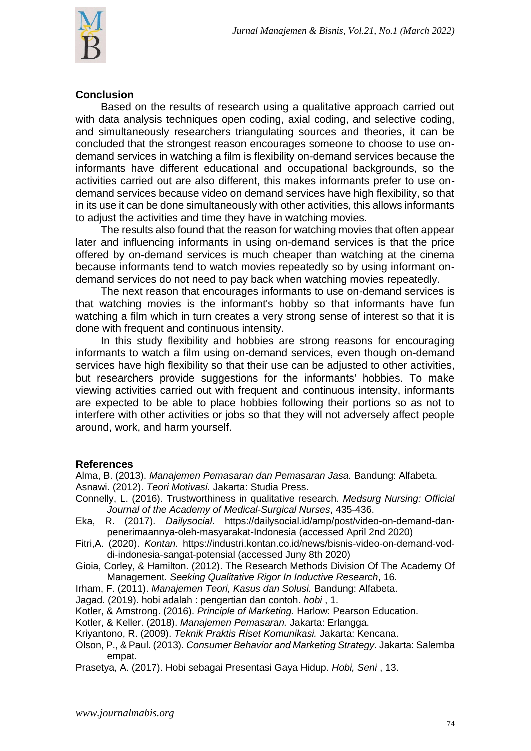## Conclusion

Based on the results of research using a qualitative approach carried out with data analysis techniques open coding, axial coding, and selective coding, and simultaneously researchers triangulating sources and theories, it can be concluded that the strongest reason encourages someone to choose to use on-demand services in watching a film is flexibility on-demand services because the informants have different educational and occupational backgrounds, so the activities carried out are also different, this makes informants prefer to use on-demand services because video on demand services have high flexibility, so that in its use it can be done simultaneously with other activities, this allows informants to adjust the activities and time they have in watching movies.

The results also found that the reason for watching movies that often appear later and influencing informants in using on-demand services is that the price offered by on-demand services is much cheaper than watching at the cinema because informants tend to watch movies repeatedly so by using informant on-demand services do not need to pay back when watching movies repeatedly.

The next reason that encourages informants to use on-demand services is that watching movies is the informant's hobby so that informants have fun watching a film which in turn creates a very strong sense of interest so that it is done with frequent and continuous intensity.

In this study flexibility and hobbies are strong reasons for encouraging informants to watch a film using on-demand services, even though on-demand services have high flexibility so that their use can be adjusted to other activities, but researchers provide suggestions for the informants' hobbies. To make viewing activities carried out with frequent and continuous intensity, informants are expected to be able to place hobbies following their portions so as not to interfere with other activities or jobs so that they will not adversely affect people around, work, and harm yourself.

## References

Alma, B. (2013). *Manajemen Pemasaran dan Pemasaran Jasa.* Bandung: Alfabeta.

Asnawi. (2012). *Teori Motivasi.* Jakarta: Studia Press.

Connelly, L. (2016). Trustworthiness in qualitative research. *Medsurg Nursing: Official Journal of the Academy of Medical-Surgical Nurses*, 435-436.

Eka, R. (2017). *Dailysocial*. https://dailysocial.id/amp/post/video-on-demand-dan-penerimaannya-oleh-masyarakat-Indonesia (accessed April 2nd 2020)

Fitri,A. (2020). *Kontan*. https://industri.kontan.co.id/news/bisnis-video-on-demand-vod-di-indonesia-sangat-potensial (accessed Juny 8th 2020)

Gioia, Corley, & Hamilton. (2012). The Research Methods Division Of The Academy Of Management. *Seeking Qualitative Rigor In Inductive Research*, 16.

Irham, F. (2011). *Manajemen Teori, Kasus dan Solusi.* Bandung: Alfabeta.

Jagad. (2019). hobi adalah : pengertian dan contoh. *hobi* , 1.

Kotler, & Amstrong. (2016). *Principle of Marketing.* Harlow: Pearson Education.

Kotler, & Keller. (2018). *Manajemen Pemasaran.* Jakarta: Erlangga.

Kriyantono, R. (2009). *Teknik Praktis Riset Komunikasi.* Jakarta: Kencana.

Olson, P., & Paul. (2013). *Consumer Behavior and Marketing Strategy.* Jakarta: Salemba empat.

Prasetya, A. (2017). Hobi sebagai Presentasi Gaya Hidup. *Hobi, Seni* , 13.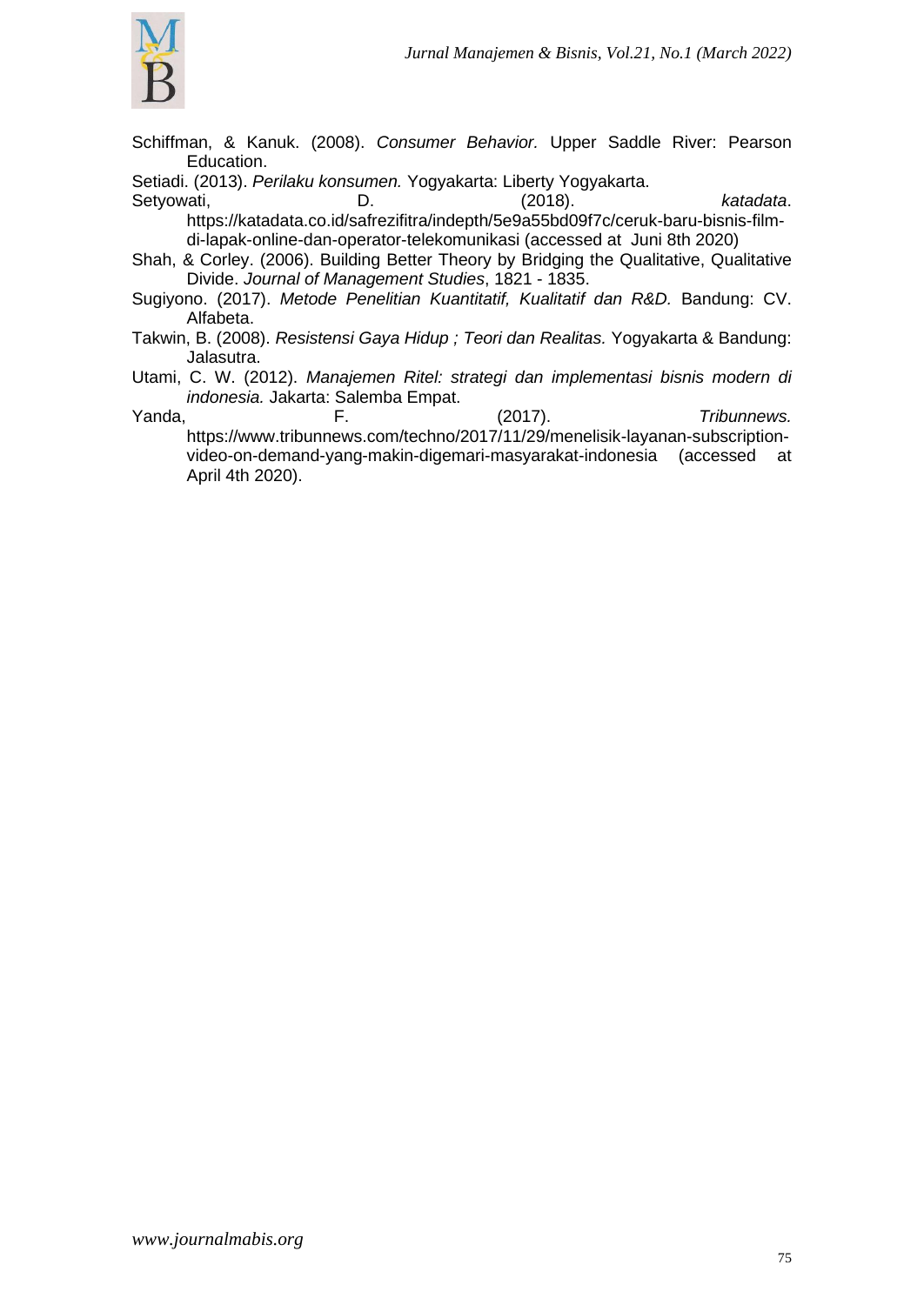Schiffman, & Kanuk. (2008). *Consumer Behavior.* Upper Saddle River: Pearson Education.

Setiadi. (2013). *Perilaku konsumen.* Yogyakarta: Liberty Yogyakarta.

Setyowati, D. (2018). *katadata*. https://katadata.co.id/safrezifitra/indepth/5e9a55bd09f7c/ceruk-baru-bisnis-film-di-lapak-online-dan-operator-telekomunikasi (accessed at Juni 8th 2020)

Shah, & Corley. (2006). Building Better Theory by Bridging the Qualitative, Qualitative Divide. *Journal of Management Studies*, 1821 - 1835.

Sugiyono. (2017). *Metode Penelitian Kuantitatif, Kualitatif dan R&D.* Bandung: CV. Alfabeta.

Takwin, B. (2008). *Resistensi Gaya Hidup ; Teori dan Realitas.* Yogyakarta & Bandung: Jalasutra.

Utami, C. W. (2012). *Manajemen Ritel: strategi dan implementasi bisnis modern di indonesia.* Jakarta: Salemba Empat.

Yanda, F. (2017). *Tribunnews.* https://www.tribunnews.com/techno/2017/11/29/menelisik-layanan-subscription-video-on-demand-yang-makin-digemari-masyarakat-indonesia (accessed at April 4th 2020).